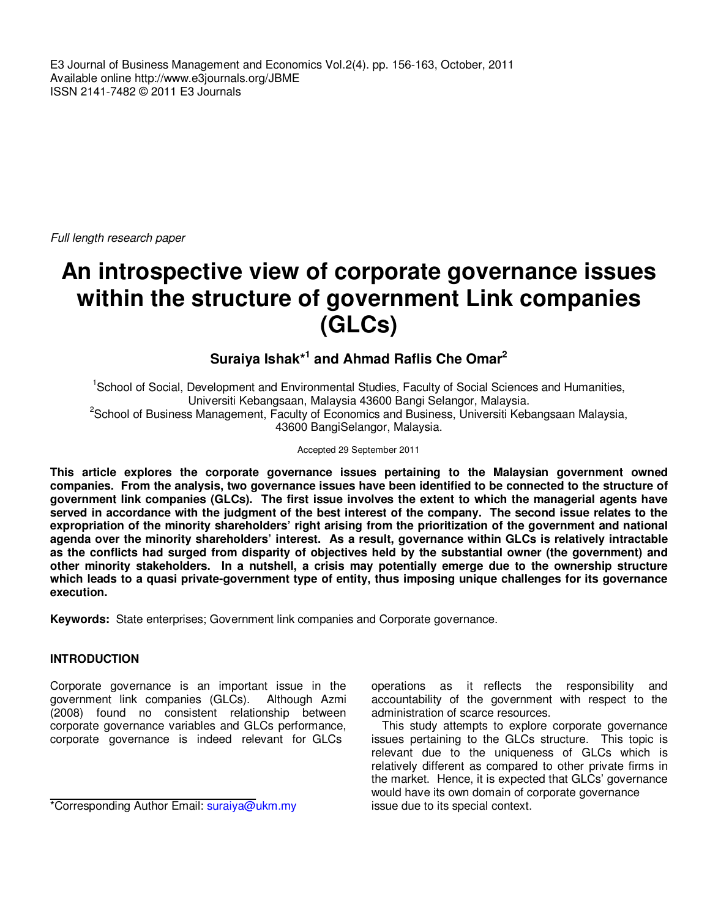Full length research paper

# An introspective view of corporate governance issues within the structure of government Link companies (GLCs)

**Suraiya Ishak*[1] and Ahmad Raflis Che Omar[2]**

[1]School of Social, Development and Environmental Studies, Faculty of Social Sciences and Humanities, Universiti Kebangsaan, Malaysia 43600 Bangi Selangor, Malaysia.
[2]School of Business Management, Faculty of Economics and Business, Universiti Kebangsaan Malaysia, 43600 BangiSelangor, Malaysia.

Accepted 29 September 2011

**This article explores the corporate governance issues pertaining to the Malaysian government owned companies. From the analysis, two governance issues have been identified to be connected to the structure of government link companies (GLCs). The first issue involves the extent to which the managerial agents have served in accordance with the judgment of the best interest of the company. The second issue relates to the expropriation of the minority shareholders' right arising from the prioritization of the government and national agenda over the minority shareholders' interest. As a result, governance within GLCs is relatively intractable as the conflicts had surged from disparity of objectives held by the substantial owner (the government) and other minority stakeholders. In a nutshell, a crisis may potentially emerge due to the ownership structure which leads to a quasi private-government type of entity, thus imposing unique challenges for its governance execution.**

**Keywords:** State enterprises; Government link companies and Corporate governance.

## INTRODUCTION

Corporate governance is an important issue in the government link companies (GLCs). Although Azmi (2008) found no consistent relationship between corporate governance variables and GLCs performance, corporate governance is indeed relevant for GLCs operations as it reflects the responsibility and accountability of the government with respect to the administration of scarce resources.

This study attempts to explore corporate governance issues pertaining to the GLCs structure. This topic is relevant due to the uniqueness of GLCs which is relatively different as compared to other private firms in the market. Hence, it is expected that GLCs' governance would have its own domain of corporate governance issue due to its special context.

*Corresponding Author Email: suraiya@ukm.my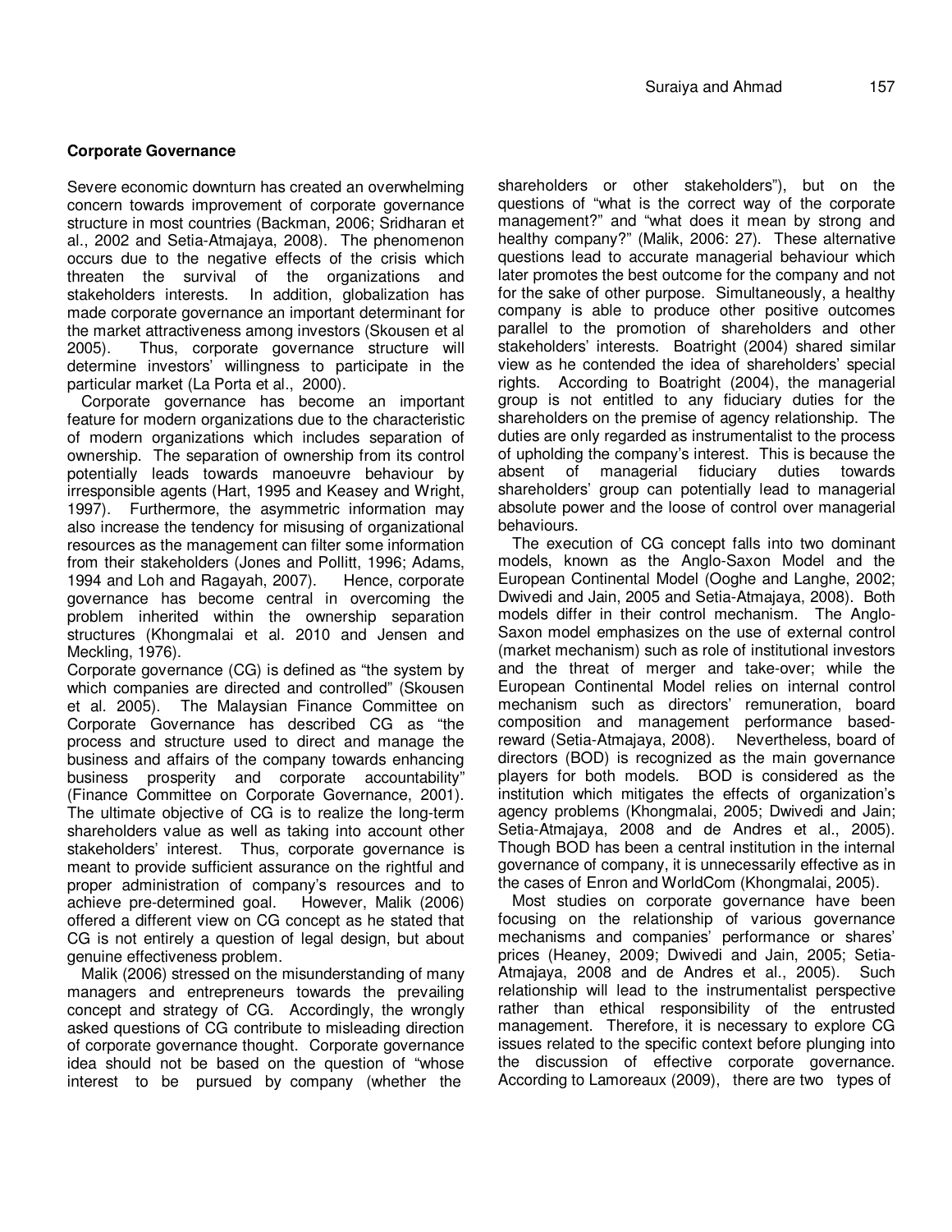## Corporate Governance

Severe economic downturn has created an overwhelming concern towards improvement of corporate governance structure in most countries (Backman, 2006; Sridharan et al., 2002 and Setia-Atmajaya, 2008). The phenomenon occurs due to the negative effects of the crisis which threaten the survival of the organizations and stakeholders interests. In addition, globalization has made corporate governance an important determinant for the market attractiveness among investors (Skousen et al 2005). Thus, corporate governance structure will determine investors' willingness to participate in the particular market (La Porta et al., 2000).

Corporate governance has become an important feature for modern organizations due to the characteristic of modern organizations which includes separation of ownership. The separation of ownership from its control potentially leads towards manoeuvre behaviour by irresponsible agents (Hart, 1995 and Keasey and Wright, 1997). Furthermore, the asymmetric information may also increase the tendency for misusing of organizational resources as the management can filter some information from their stakeholders (Jones and Pollitt, 1996; Adams, 1994 and Loh and Ragayah, 2007). Hence, corporate governance has become central in overcoming the problem inherited within the ownership separation structures (Khongmalai et al. 2010 and Jensen and Meckling, 1976).

Corporate governance (CG) is defined as "the system by which companies are directed and controlled" (Skousen et al. 2005). The Malaysian Finance Committee on Corporate Governance has described CG as "the process and structure used to direct and manage the business and affairs of the company towards enhancing business prosperity and corporate accountability" (Finance Committee on Corporate Governance, 2001). The ultimate objective of CG is to realize the long-term shareholders value as well as taking into account other stakeholders' interest. Thus, corporate governance is meant to provide sufficient assurance on the rightful and proper administration of company's resources and to achieve pre-determined goal. However, Malik (2006) offered a different view on CG concept as he stated that CG is not entirely a question of legal design, but about genuine effectiveness problem.

Malik (2006) stressed on the misunderstanding of many managers and entrepreneurs towards the prevailing concept and strategy of CG. Accordingly, the wrongly asked questions of CG contribute to misleading direction of corporate governance thought. Corporate governance idea should not be based on the question of "whose interest to be pursued by company (whether the shareholders or other stakeholders"), but on the questions of "what is the correct way of the corporate management?" and "what does it mean by strong and healthy company?" (Malik, 2006: 27). These alternative questions lead to accurate managerial behaviour which later promotes the best outcome for the company and not for the sake of other purpose. Simultaneously, a healthy company is able to produce other positive outcomes parallel to the promotion of shareholders and other stakeholders' interests. Boatright (2004) shared similar view as he contended the idea of shareholders' special rights. According to Boatright (2004), the managerial group is not entitled to any fiduciary duties for the shareholders on the premise of agency relationship. The duties are only regarded as instrumentalist to the process of upholding the company's interest. This is because the absent of managerial fiduciary duties towards shareholders' group can potentially lead to managerial absolute power and the loose of control over managerial behaviours.

The execution of CG concept falls into two dominant models, known as the Anglo-Saxon Model and the European Continental Model (Ooghe and Langhe, 2002; Dwivedi and Jain, 2005 and Setia-Atmajaya, 2008). Both models differ in their control mechanism. The Anglo-Saxon model emphasizes on the use of external control (market mechanism) such as role of institutional investors and the threat of merger and take-over; while the European Continental Model relies on internal control mechanism such as directors' remuneration, board composition and management performance based-reward (Setia-Atmajaya, 2008). Nevertheless, board of directors (BOD) is recognized as the main governance players for both models. BOD is considered as the institution which mitigates the effects of organization's agency problems (Khongmalai, 2005; Dwivedi and Jain; Setia-Atmajaya, 2008 and de Andres et al., 2005). Though BOD has been a central institution in the internal governance of company, it is unnecessarily effective as in the cases of Enron and WorldCom (Khongmalai, 2005).

Most studies on corporate governance have been focusing on the relationship of various governance mechanisms and companies' performance or shares' prices (Heaney, 2009; Dwivedi and Jain, 2005; Setia-Atmajaya, 2008 and de Andres et al., 2005). Such relationship will lead to the instrumentalist perspective rather than ethical responsibility of the entrusted management. Therefore, it is necessary to explore CG issues related to the specific context before plunging into the discussion of effective corporate governance. According to Lamoreaux (2009), there are two types of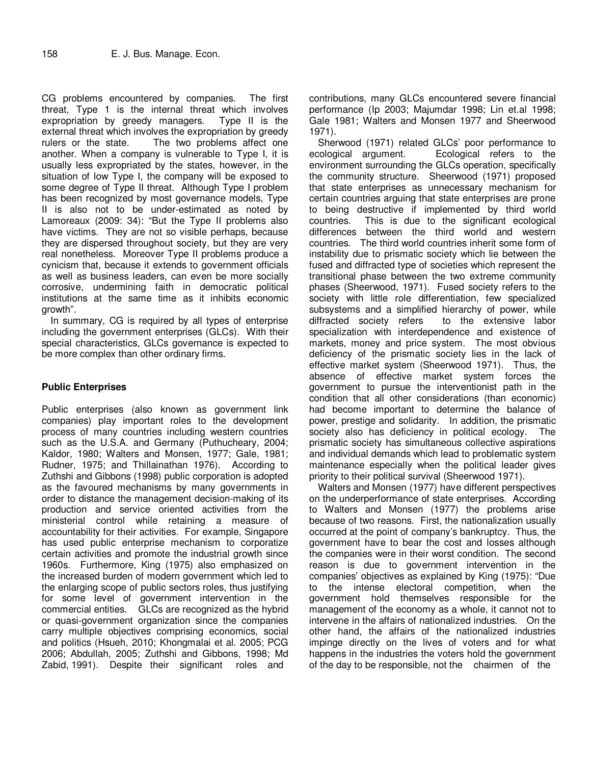CG problems encountered by companies. The first threat, Type 1 is the internal threat which involves expropriation by greedy managers. Type II is the external threat which involves the expropriation by greedy rulers or the state. The two problems affect one another. When a company is vulnerable to Type I, it is usually less expropriated by the states, however, in the situation of low Type I, the company will be exposed to some degree of Type II threat. Although Type I problem has been recognized by most governance models, Type II is also not to be under-estimated as noted by Lamoreaux (2009: 34): "But the Type II problems also have victims. They are not so visible perhaps, because they are dispersed throughout society, but they are very real nonetheless. Moreover Type II problems produce a cynicism that, because it extends to government officials as well as business leaders, can even be more socially corrosive, undermining faith in democratic political institutions at the same time as it inhibits economic growth".

In summary, CG is required by all types of enterprise including the government enterprises (GLCs). With their special characteristics, GLCs governance is expected to be more complex than other ordinary firms.

**Public Enterprises**

Public enterprises (also known as government link companies) play important roles to the development process of many countries including western countries such as the U.S.A. and Germany (Puthucheary, 2004; Kaldor, 1980; Walters and Monsen, 1977; Gale, 1981; Rudner, 1975; and Thillainathan 1976). According to Zuthshi and Gibbons (1998) public corporation is adopted as the favoured mechanisms by many governments in order to distance the management decision-making of its production and service oriented activities from the ministerial control while retaining a measure of accountability for their activities. For example, Singapore has used public enterprise mechanism to corporatize certain activities and promote the industrial growth since 1960s. Furthermore, King (1975) also emphasized on the increased burden of modern government which led to the enlarging scope of public sectors roles, thus justifying for some level of government intervention in the commercial entities. GLCs are recognized as the hybrid or quasi-government organization since the companies carry multiple objectives comprising economics, social and politics (Hsueh, 2010; Khongmalai et al. 2005; PCG 2006; Abdullah, 2005; Zuthshi and Gibbons, 1998; Md Zabid, 1991). Despite their significant roles and contributions, many GLCs encountered severe financial performance (Ip 2003; Majumdar 1998; Lin et.al 1998; Gale 1981; Walters and Monsen 1977 and Sheerwood 1971).

Sherwood (1971) related GLCs' poor performance to ecological argument. Ecological refers to the environment surrounding the GLCs operation, specifically the community structure. Sheerwood (1971) proposed that state enterprises as unnecessary mechanism for certain countries arguing that state enterprises are prone to being destructive if implemented by third world countries. This is due to the significant ecological differences between the third world and western countries. The third world countries inherit some form of instability due to prismatic society which lie between the fused and diffracted type of societies which represent the transitional phase between the two extreme community phases (Sheerwood, 1971). Fused society refers to the society with little role differentiation, few specialized subsystems and a simplified hierarchy of power, while diffracted society refers to the extensive labor specialization with interdependence and existence of markets, money and price system. The most obvious deficiency of the prismatic society lies in the lack of effective market system (Sheerwood 1971). Thus, the absence of effective market system forces the government to pursue the interventionist path in the condition that all other considerations (than economic) had become important to determine the balance of power, prestige and solidarity. In addition, the prismatic society also has deficiency in political ecology. The prismatic society has simultaneous collective aspirations and individual demands which lead to problematic system maintenance especially when the political leader gives priority to their political survival (Sheerwood 1971).

Walters and Monsen (1977) have different perspectives on the underperformance of state enterprises. According to Walters and Monsen (1977) the problems arise because of two reasons. First, the nationalization usually occurred at the point of company's bankruptcy. Thus, the government have to bear the cost and losses although the companies were in their worst condition. The second reason is due to government intervention in the companies' objectives as explained by King (1975): "Due to the intense electoral competition, when the government hold themselves responsible for the management of the economy as a whole, it cannot not to intervene in the affairs of nationalized industries. On the other hand, the affairs of the nationalized industries impinge directly on the lives of voters and for what happens in the industries the voters hold the government of the day to be responsible, not the chairmen of the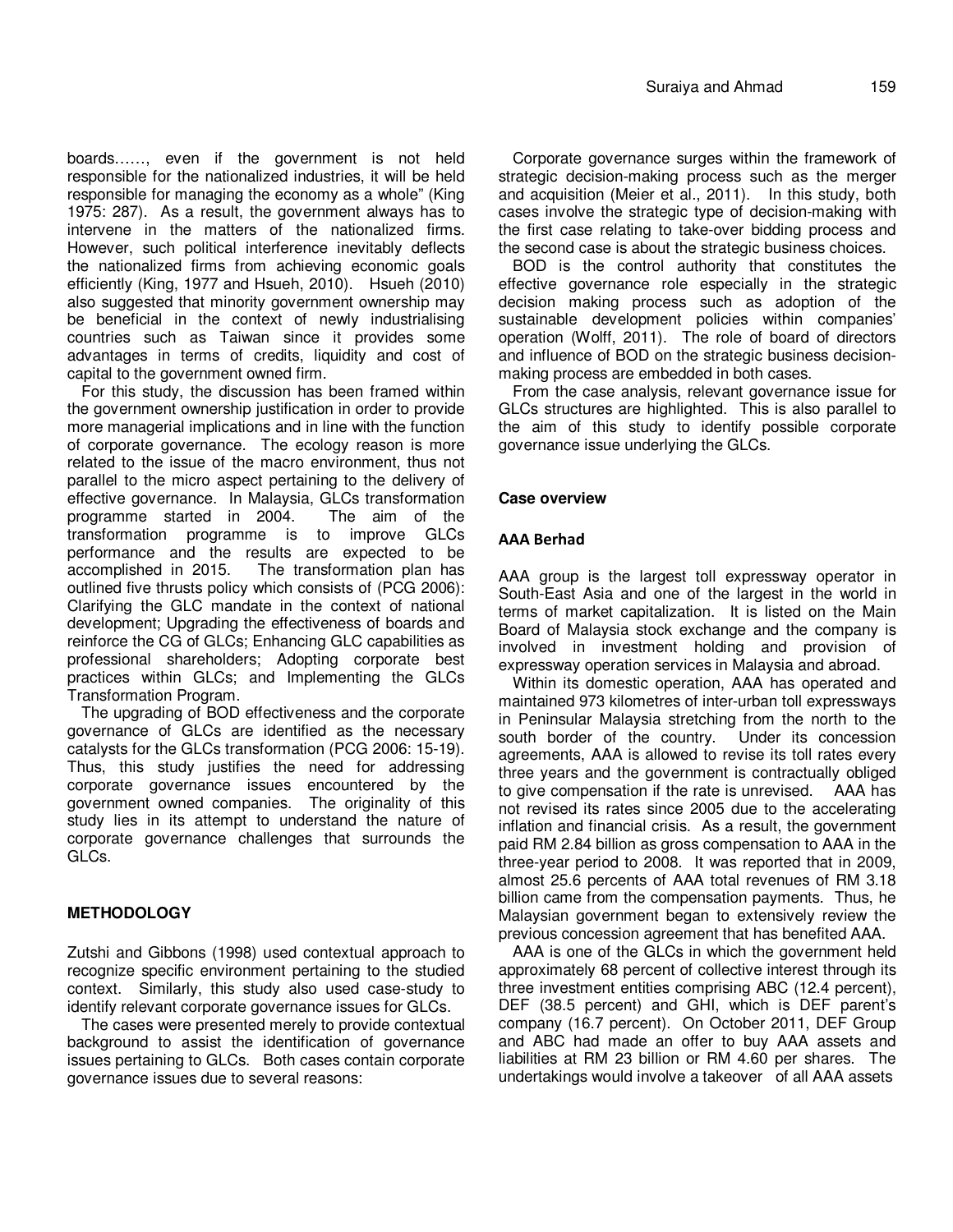boards……, even if the government is not held responsible for the nationalized industries, it will be held responsible for managing the economy as a whole" (King 1975: 287). As a result, the government always has to intervene in the matters of the nationalized firms. However, such political interference inevitably deflects the nationalized firms from achieving economic goals efficiently (King, 1977 and Hsueh, 2010). Hsueh (2010) also suggested that minority government ownership may be beneficial in the context of newly industrialising countries such as Taiwan since it provides some advantages in terms of credits, liquidity and cost of capital to the government owned firm.

For this study, the discussion has been framed within the government ownership justification in order to provide more managerial implications and in line with the function of corporate governance. The ecology reason is more related to the issue of the macro environment, thus not parallel to the micro aspect pertaining to the delivery of effective governance. In Malaysia, GLCs transformation programme started in 2004. The aim of the transformation programme is to improve GLCs performance and the results are expected to be accomplished in 2015. The transformation plan has outlined five thrusts policy which consists of (PCG 2006): Clarifying the GLC mandate in the context of national development; Upgrading the effectiveness of boards and reinforce the CG of GLCs; Enhancing GLC capabilities as professional shareholders; Adopting corporate best practices within GLCs; and Implementing the GLCs Transformation Program.

The upgrading of BOD effectiveness and the corporate governance of GLCs are identified as the necessary catalysts for the GLCs transformation (PCG 2006: 15-19). Thus, this study justifies the need for addressing corporate governance issues encountered by the government owned companies. The originality of this study lies in its attempt to understand the nature of corporate governance challenges that surrounds the GLCs.

## METHODOLOGY

Zutshi and Gibbons (1998) used contextual approach to recognize specific environment pertaining to the studied context. Similarly, this study also used case-study to identify relevant corporate governance issues for GLCs.

The cases were presented merely to provide contextual background to assist the identification of governance issues pertaining to GLCs. Both cases contain corporate governance issues due to several reasons:

Corporate governance surges within the framework of strategic decision-making process such as the merger and acquisition (Meier et al., 2011). In this study, both cases involve the strategic type of decision-making with the first case relating to take-over bidding process and the second case is about the strategic business choices.

BOD is the control authority that constitutes the effective governance role especially in the strategic decision making process such as adoption of the sustainable development policies within companies' operation (Wolff, 2011). The role of board of directors and influence of BOD on the strategic business decision-making process are embedded in both cases.

From the case analysis, relevant governance issue for GLCs structures are highlighted. This is also parallel to the aim of this study to identify possible corporate governance issue underlying the GLCs.

### Case overview

#### AAA Berhad

AAA group is the largest toll expressway operator in South-East Asia and one of the largest in the world in terms of market capitalization. It is listed on the Main Board of Malaysia stock exchange and the company is involved in investment holding and provision of expressway operation services in Malaysia and abroad.

Within its domestic operation, AAA has operated and maintained 973 kilometres of inter-urban toll expressways in Peninsular Malaysia stretching from the north to the south border of the country. Under its concession agreements, AAA is allowed to revise its toll rates every three years and the government is contractually obliged to give compensation if the rate is unrevised. AAA has not revised its rates since 2005 due to the accelerating inflation and financial crisis. As a result, the government paid RM 2.84 billion as gross compensation to AAA in the three-year period to 2008. It was reported that in 2009, almost 25.6 percents of AAA total revenues of RM 3.18 billion came from the compensation payments. Thus, he Malaysian government began to extensively review the previous concession agreement that has benefited AAA.

AAA is one of the GLCs in which the government held approximately 68 percent of collective interest through its three investment entities comprising ABC (12.4 percent), DEF (38.5 percent) and GHI, which is DEF parent's company (16.7 percent). On October 2011, DEF Group and ABC had made an offer to buy AAA assets and liabilities at RM 23 billion or RM 4.60 per shares. The undertakings would involve a takeover of all AAA assets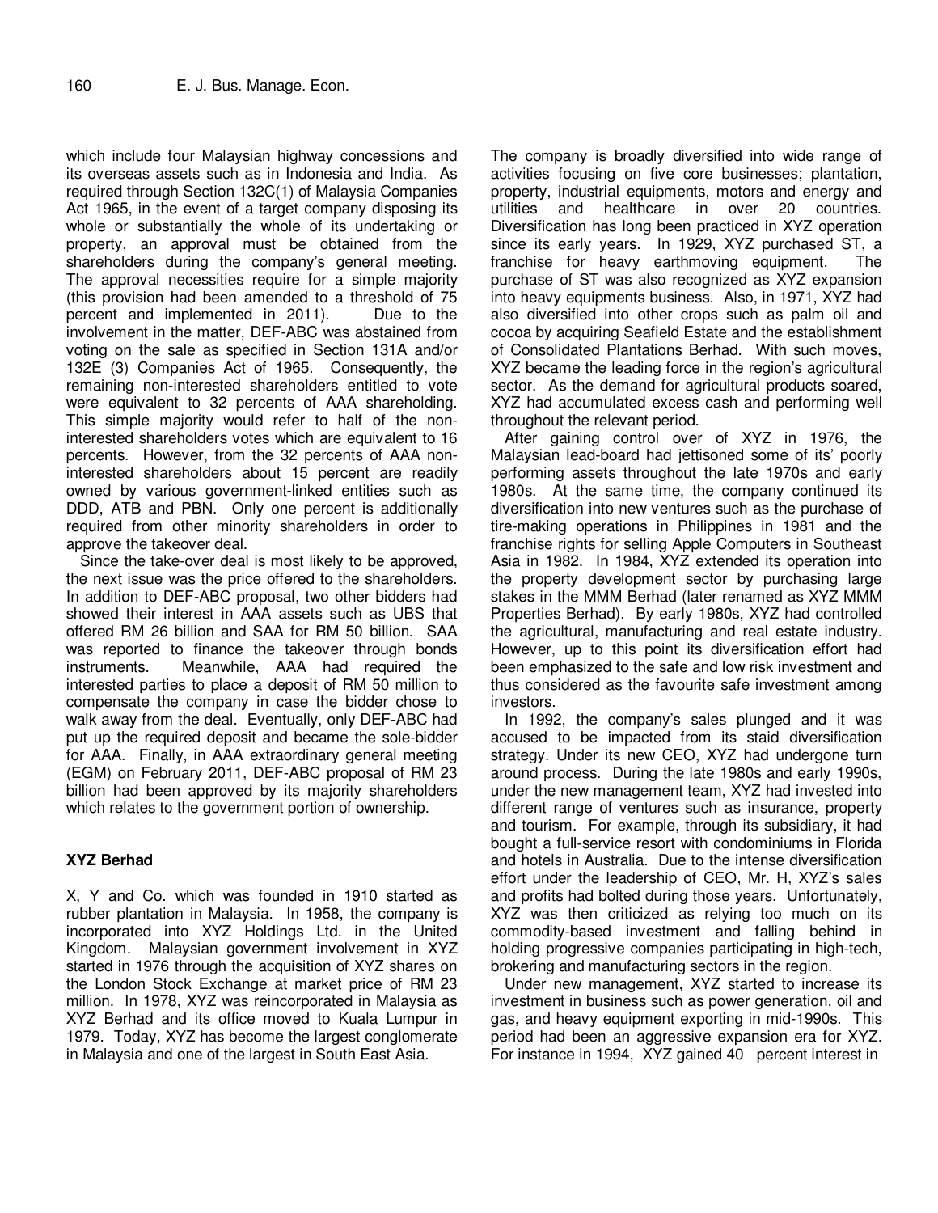which include four Malaysian highway concessions and its overseas assets such as in Indonesia and India. As required through Section 132C(1) of Malaysia Companies Act 1965, in the event of a target company disposing its whole or substantially the whole of its undertaking or property, an approval must be obtained from the shareholders during the company's general meeting. The approval necessities require for a simple majority (this provision had been amended to a threshold of 75 percent and implemented in 2011). Due to the involvement in the matter, DEF-ABC was abstained from voting on the sale as specified in Section 131A and/or 132E (3) Companies Act of 1965. Consequently, the remaining non-interested shareholders entitled to vote were equivalent to 32 percents of AAA shareholding. This simple majority would refer to half of the non-interested shareholders votes which are equivalent to 16 percents. However, from the 32 percents of AAA non-interested shareholders about 15 percent are readily owned by various government-linked entities such as DDD, ATB and PBN. Only one percent is additionally required from other minority shareholders in order to approve the takeover deal.

Since the take-over deal is most likely to be approved, the next issue was the price offered to the shareholders. In addition to DEF-ABC proposal, two other bidders had showed their interest in AAA assets such as UBS that offered RM 26 billion and SAA for RM 50 billion. SAA was reported to finance the takeover through bonds instruments. Meanwhile, AAA had required the interested parties to place a deposit of RM 50 million to compensate the company in case the bidder chose to walk away from the deal. Eventually, only DEF-ABC had put up the required deposit and became the sole-bidder for AAA. Finally, in AAA extraordinary general meeting (EGM) on February 2011, DEF-ABC proposal of RM 23 billion had been approved by its majority shareholders which relates to the government portion of ownership.

**XYZ Berhad**

X, Y and Co. which was founded in 1910 started as rubber plantation in Malaysia. In 1958, the company is incorporated into XYZ Holdings Ltd. in the United Kingdom. Malaysian government involvement in XYZ started in 1976 through the acquisition of XYZ shares on the London Stock Exchange at market price of RM 23 million. In 1978, XYZ was reincorporated in Malaysia as XYZ Berhad and its office moved to Kuala Lumpur in 1979. Today, XYZ has become the largest conglomerate in Malaysia and one of the largest in South East Asia.

The company is broadly diversified into wide range of activities focusing on five core businesses; plantation, property, industrial equipments, motors and energy and utilities and healthcare in over 20 countries. Diversification has long been practiced in XYZ operation since its early years. In 1929, XYZ purchased ST, a franchise for heavy earthmoving equipment. The purchase of ST was also recognized as XYZ expansion into heavy equipments business. Also, in 1971, XYZ had also diversified into other crops such as palm oil and cocoa by acquiring Seafield Estate and the establishment of Consolidated Plantations Berhad. With such moves, XYZ became the leading force in the region's agricultural sector. As the demand for agricultural products soared, XYZ had accumulated excess cash and performing well throughout the relevant period.

After gaining control over of XYZ in 1976, the Malaysian lead-board had jettisoned some of its' poorly performing assets throughout the late 1970s and early 1980s. At the same time, the company continued its diversification into new ventures such as the purchase of tire-making operations in Philippines in 1981 and the franchise rights for selling Apple Computers in Southeast Asia in 1982. In 1984, XYZ extended its operation into the property development sector by purchasing large stakes in the MMM Berhad (later renamed as XYZ MMM Properties Berhad). By early 1980s, XYZ had controlled the agricultural, manufacturing and real estate industry. However, up to this point its diversification effort had been emphasized to the safe and low risk investment and thus considered as the favourite safe investment among investors.

In 1992, the company's sales plunged and it was accused to be impacted from its staid diversification strategy. Under its new CEO, XYZ had undergone turn around process. During the late 1980s and early 1990s, under the new management team, XYZ had invested into different range of ventures such as insurance, property and tourism. For example, through its subsidiary, it had bought a full-service resort with condominiums in Florida and hotels in Australia. Due to the intense diversification effort under the leadership of CEO, Mr. H, XYZ's sales and profits had bolted during those years. Unfortunately, XYZ was then criticized as relying too much on its commodity-based investment and falling behind in holding progressive companies participating in high-tech, brokering and manufacturing sectors in the region.

Under new management, XYZ started to increase its investment in business such as power generation, oil and gas, and heavy equipment exporting in mid-1990s. This period had been an aggressive expansion era for XYZ. For instance in 1994, XYZ gained 40 percent interest in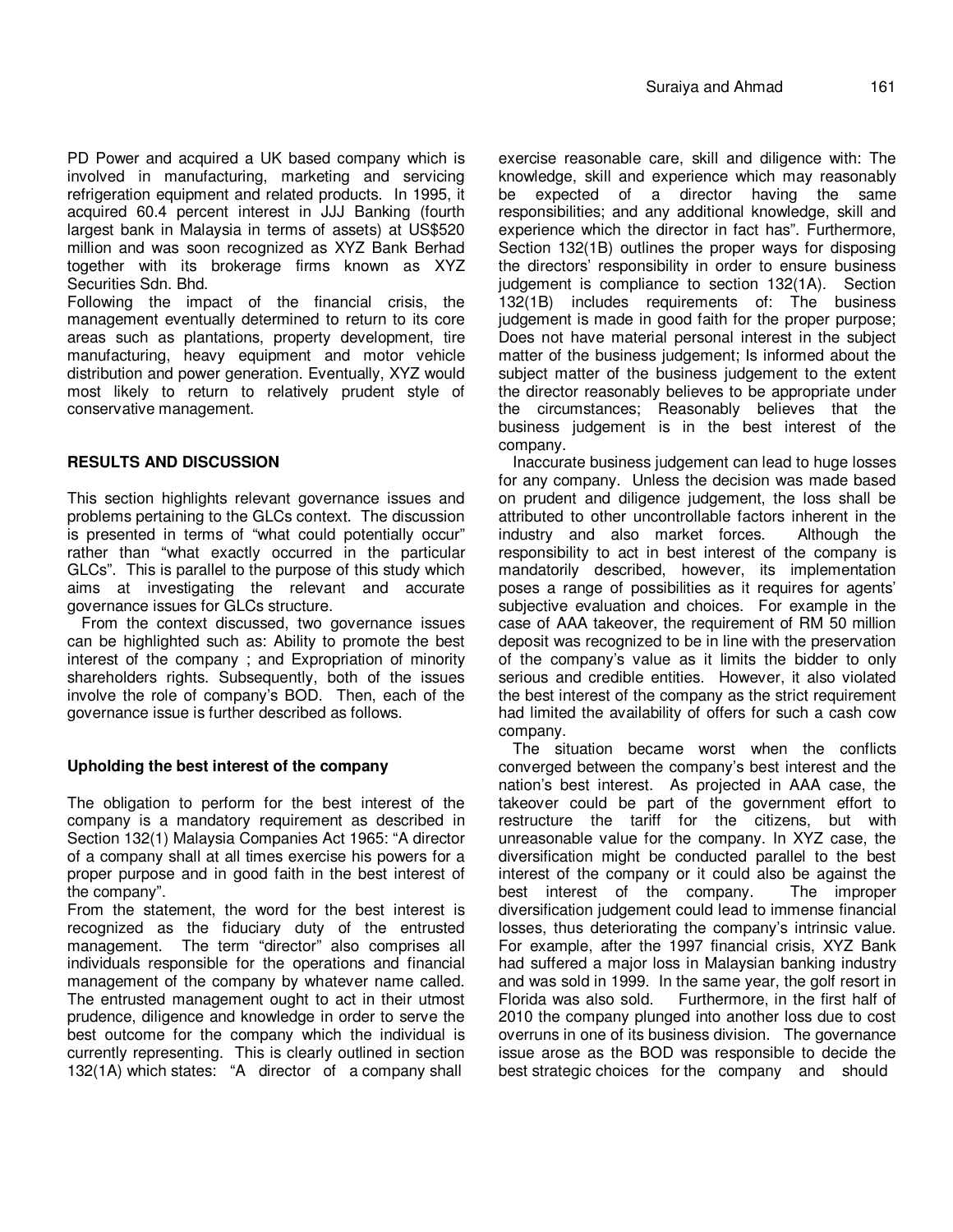PD Power and acquired a UK based company which is involved in manufacturing, marketing and servicing refrigeration equipment and related products. In 1995, it acquired 60.4 percent interest in JJJ Banking (fourth largest bank in Malaysia in terms of assets) at US$520 million and was soon recognized as XYZ Bank Berhad together with its brokerage firms known as XYZ Securities Sdn. Bhd.

Following the impact of the financial crisis, the management eventually determined to return to its core areas such as plantations, property development, tire manufacturing, heavy equipment and motor vehicle distribution and power generation. Eventually, XYZ would most likely to return to relatively prudent style of conservative management.

## RESULTS AND DISCUSSION

This section highlights relevant governance issues and problems pertaining to the GLCs context. The discussion is presented in terms of "what could potentially occur" rather than "what exactly occurred in the particular GLCs". This is parallel to the purpose of this study which aims at investigating the relevant and accurate governance issues for GLCs structure.

From the context discussed, two governance issues can be highlighted such as: Ability to promote the best interest of the company ; and Expropriation of minority shareholders rights. Subsequently, both of the issues involve the role of company's BOD. Then, each of the governance issue is further described as follows.

### Upholding the best interest of the company

The obligation to perform for the best interest of the company is a mandatory requirement as described in Section 132(1) Malaysia Companies Act 1965: "A director of a company shall at all times exercise his powers for a proper purpose and in good faith in the best interest of the company".

From the statement, the word for the best interest is recognized as the fiduciary duty of the entrusted management. The term "director" also comprises all individuals responsible for the operations and financial management of the company by whatever name called. The entrusted management ought to act in their utmost prudence, diligence and knowledge in order to serve the best outcome for the company which the individual is currently representing. This is clearly outlined in section 132(1A) which states: "A director of a company shall exercise reasonable care, skill and diligence with: The knowledge, skill and experience which may reasonably be expected of a director having the same responsibilities; and any additional knowledge, skill and experience which the director in fact has". Furthermore, Section 132(1B) outlines the proper ways for disposing the directors' responsibility in order to ensure business judgement is compliance to section 132(1A). Section 132(1B) includes requirements of: The business judgement is made in good faith for the proper purpose; Does not have material personal interest in the subject matter of the business judgement; Is informed about the subject matter of the business judgement to the extent the director reasonably believes to be appropriate under the circumstances; Reasonably believes that the business judgement is in the best interest of the company.

Inaccurate business judgement can lead to huge losses for any company. Unless the decision was made based on prudent and diligence judgement, the loss shall be attributed to other uncontrollable factors inherent in the industry and also market forces. Although the responsibility to act in best interest of the company is mandatorily described, however, its implementation poses a range of possibilities as it requires for agents' subjective evaluation and choices. For example in the case of AAA takeover, the requirement of RM 50 million deposit was recognized to be in line with the preservation of the company's value as it limits the bidder to only serious and credible entities. However, it also violated the best interest of the company as the strict requirement had limited the availability of offers for such a cash cow company.

The situation became worst when the conflicts converged between the company's best interest and the nation's best interest. As projected in AAA case, the takeover could be part of the government effort to restructure the tariff for the citizens, but with unreasonable value for the company. In XYZ case, the diversification might be conducted parallel to the best interest of the company or it could also be against the best interest of the company. The improper diversification judgement could lead to immense financial losses, thus deteriorating the company's intrinsic value. For example, after the 1997 financial crisis, XYZ Bank had suffered a major loss in Malaysian banking industry and was sold in 1999. In the same year, the golf resort in Florida was also sold. Furthermore, in the first half of 2010 the company plunged into another loss due to cost overruns in one of its business division. The governance issue arose as the BOD was responsible to decide the best strategic choices for the company and should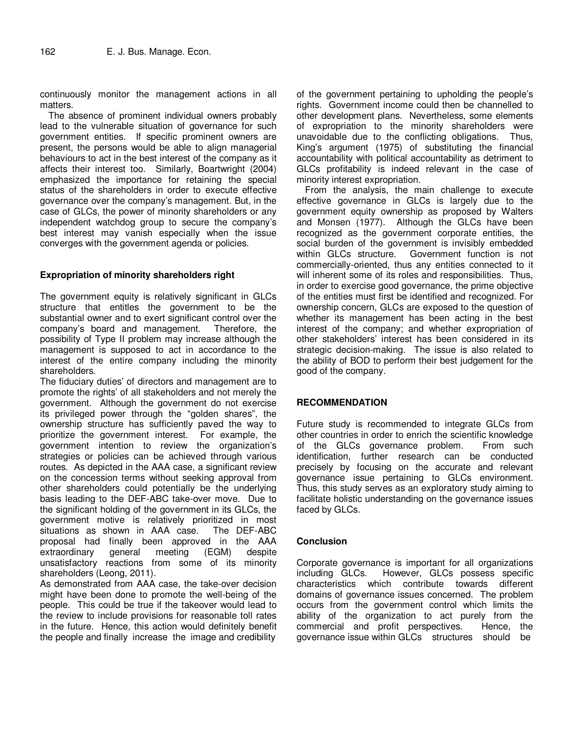continuously monitor the management actions in all matters.

The absence of prominent individual owners probably lead to the vulnerable situation of governance for such government entities. If specific prominent owners are present, the persons would be able to align managerial behaviours to act in the best interest of the company as it affects their interest too. Similarly, Boartwright (2004) emphasized the importance for retaining the special status of the shareholders in order to execute effective governance over the company's management. But, in the case of GLCs, the power of minority shareholders or any independent watchdog group to secure the company's best interest may vanish especially when the issue converges with the government agenda or policies.

### Expropriation of minority shareholders right

The government equity is relatively significant in GLCs structure that entitles the government to be the substantial owner and to exert significant control over the company's board and management. Therefore, the possibility of Type II problem may increase although the management is supposed to act in accordance to the interest of the entire company including the minority shareholders.

The fiduciary duties' of directors and management are to promote the rights' of all stakeholders and not merely the government. Although the government do not exercise its privileged power through the "golden shares", the ownership structure has sufficiently paved the way to prioritize the government interest. For example, the government intention to review the organization's strategies or policies can be achieved through various routes. As depicted in the AAA case, a significant review on the concession terms without seeking approval from other shareholders could potentially be the underlying basis leading to the DEF-ABC take-over move. Due to the significant holding of the government in its GLCs, the government motive is relatively prioritized in most situations as shown in AAA case. The DEF-ABC proposal had finally been approved in the AAA extraordinary general meeting (EGM) despite unsatisfactory reactions from some of its minority shareholders (Leong, 2011).

As demonstrated from AAA case, the take-over decision might have been done to promote the well-being of the people. This could be true if the takeover would lead to the review to include provisions for reasonable toll rates in the future. Hence, this action would definitely benefit the people and finally increase the image and credibility of the government pertaining to upholding the people's rights. Government income could then be channelled to other development plans. Nevertheless, some elements of expropriation to the minority shareholders were unavoidable due to the conflicting obligations. Thus, King's argument (1975) of substituting the financial accountability with political accountability as detriment to GLCs profitability is indeed relevant in the case of minority interest expropriation.

From the analysis, the main challenge to execute effective governance in GLCs is largely due to the government equity ownership as proposed by Walters and Monsen (1977). Although the GLCs have been recognized as the government corporate entities, the social burden of the government is invisibly embedded within GLCs structure. Government function is not commercially-oriented, thus any entities connected to it will inherent some of its roles and responsibilities. Thus, in order to exercise good governance, the prime objective of the entities must first be identified and recognized. For ownership concern, GLCs are exposed to the question of whether its management has been acting in the best interest of the company; and whether expropriation of other stakeholders' interest has been considered in its strategic decision-making. The issue is also related to the ability of BOD to perform their best judgement for the good of the company.

## RECOMMENDATION

Future study is recommended to integrate GLCs from other countries in order to enrich the scientific knowledge of the GLCs governance problem. From such identification, further research can be conducted precisely by focusing on the accurate and relevant governance issue pertaining to GLCs environment. Thus, this study serves as an exploratory study aiming to facilitate holistic understanding on the governance issues faced by GLCs.

### Conclusion

Corporate governance is important for all organizations including GLCs. However, GLCs possess specific characteristics which contribute towards different domains of governance issues concerned. The problem occurs from the government control which limits the ability of the organization to act purely from the commercial and profit perspectives. Hence, the governance issue within GLCs structures should be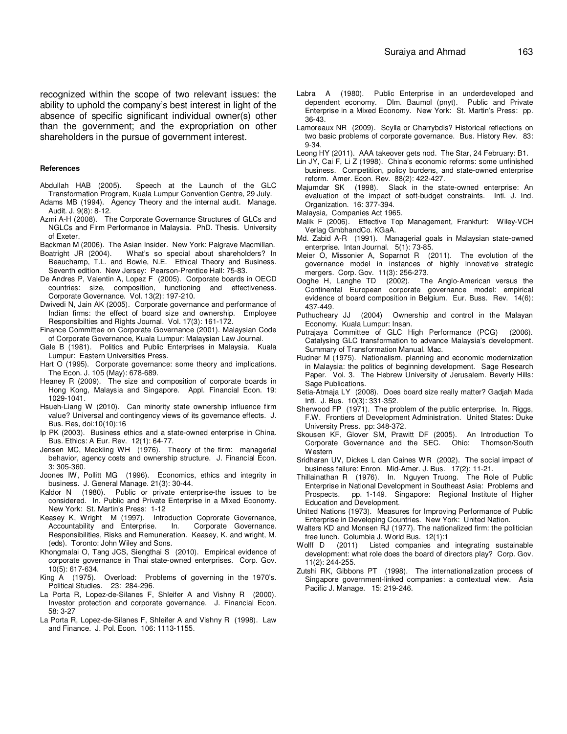recognized within the scope of two relevant issues: the ability to uphold the company's best interest in light of the absence of specific significant individual owner(s) other than the government; and the expropriation on other shareholders in the pursue of government interest.

**References**

Abdullah HAB (2005). Speech at the Launch of the GLC Transformation Program, Kuala Lumpur Convention Centre, 29 July.

Adams MB (1994). Agency Theory and the internal audit. Manage. Audit. J. 9(8): 8-12.

Azmi A-H (2008). The Corporate Governance Structures of GLCs and NGLCs and Firm Performance in Malaysia. PhD. Thesis. University of Exeter.

Backman M (2006). The Asian Insider. New York: Palgrave Macmillan.

Boatright JR (2004). What's so special about shareholders? In Beauchamp, T.L. and Bowie, N.E. Ethical Theory and Business. Seventh edition. New Jersey: Pearson-Prentice Hall: 75-83.

De Andres P, Valentin A, Lopez F (2005). Corporate boards in OECD countries: size, composition, functioning and effectiveness. Corporate Governance. Vol. 13(2): 197-210.

Dwivedi N, Jain AK (2005). Corporate governance and performance of Indian firms: the effect of board size and ownership. Employee Responsibilties and Rights Journal. Vol. 17(3): 161-172.

Finance Committee on Corporate Governance (2001). Malaysian Code of Corporate Governance, Kuala Lumpur: Malaysian Law Journal.

Gale B (1981). Politics and Public Enterprises in Malaysia. Kuala Lumpur: Eastern Universities Press.

Hart O (1995). Corporate governance: some theory and implications. The Econ. J. 105 (May): 678-689.

Heaney R (2009). The size and composition of corporate boards in Hong Kong, Malaysia and Singapore. Appl. Financial Econ. 19: 1029-1041.

Hsueh-Liang W (2010). Can minority state ownership influence firm value? Universal and contingency views of its governance effects. J. Bus. Res, doi:10(10):16

Ip PK (2003). Business ethics and a state-owned enterprise in China. Bus. Ethics: A Eur. Rev. 12(1): 64-77.

Jensen MC, Meckling WH (1976). Theory of the firm: managerial behavior, agency costs and ownership structure. J. Financial Econ. 3: 305-360.

Joones IW, Pollitt MG (1996). Economics, ethics and integrity in business. J. General Manage. 21(3): 30-44.

Kaldor N (1980). Public or private enterprise-the issues to be considered. In. Public and Private Enterprise in a Mixed Economy. New York: St. Martin's Press: 1-12

Keasey K, Wright M (1997). Introduction Coprorate Governance, Accountability and Enterprise. In. Corporate Governance. Responsibilities, Risks and Remuneration. Keasey, K. and wright, M. (eds). Toronto: John Wiley and Sons.

Khongmalai O, Tang JCS, Siengthai S (2010). Empirical evidence of corporate governance in Thai state-owned enterprises. Corp. Gov. 10(5): 617-634.

King A (1975). Overload: Problems of governing in the 1970's. Political Studies. 23: 284-296.

La Porta R, Lopez-de-Silanes F, Shleifer A and Vishny R (2000). Investor protection and corporate governance. J. Financial Econ. 58: 3-27

La Porta R, Lopez-de-Silanes F, Shleifer A and Vishny R (1998). Law and Finance. J. Pol. Econ. 106: 1113-1155.

Labra A (1980). Public Enterprise in an underdeveloped and dependent economy. Dlm. Baumol (pnyt). Public and Private Enterprise in a Mixed Economy. New York: St. Martin's Press: pp. 36-43.

Lamoreaux NR (2009). Scylla or Charrybdis? Historical reflections on two basic problems of corporate governance. Bus. History Rev. 83: 9-34.

Leong HY (2011). AAA takeover gets nod. The Star, 24 February: B1.

Lin JY, Cai F, Li Z (1998). China's economic reforms: some unfinished business. Competition, policy burdens, and state-owned enterprise reform. Amer. Econ. Rev. 88(2): 422-427.

Majumdar SK (1998). Slack in the state-owned enterprise: An evaluation of the impact of soft-budget constraints. Intl. J. Ind. Organization. 16: 377-394.

Malaysia, Companies Act 1965.

Malik F (2006). Effective Top Management, Frankfurt: Wiley-VCH Verlag GmbhandCo. KGaA.

Md. Zabid A-R (1991). Managerial goals in Malaysian state-owned enterprise. Intan Journal. 5(1): 73-85.

Meier O, Missonier A, Soparnot R (2011). The evolution of the governance model in instances of highly innovative strategic mergers. Corp. Gov. 11(3): 256-273.

Ooghe H, Langhe TD (2002). The Anglo-American versus the Continental European corporate governance model: empirical evidence of board composition in Belgium. Eur. Buss. Rev. 14(6): 437-449.

Puthucheary JJ (2004) Ownership and control in the Malayan Economy. Kuala Lumpur: Insan.

Putrajaya Committee of GLC High Performance (PCG) (2006). Catalysing GLC transformation to advance Malaysia's development. Summary of Transformation Manual. Mac.

Rudner M (1975). Nationalism, planning and economic modernization in Malaysia: the politics of beginning development. Sage Research Paper. Vol. 3. The Hebrew University of Jerusalem. Beverly Hills: Sage Publications.

Setia-Atmaja LY (2008). Does board size really matter? Gadjah Mada Intl. J. Bus. 10(3): 331-352.

Sherwood FP (1971). The problem of the public enterprise. In. Riggs, F.W. Frontiers of Development Administration. United States: Duke University Press. pp: 348-372.

Skousen KF, Glover SM, Prawitt DF (2005). An Introduction To Corporate Governance and the SEC. Ohio: Thomson/South Western

Sridharan UV, Dickes L dan Caines WR (2002). The social impact of business failure: Enron. Mid-Amer. J. Bus. 17(2): 11-21.

Thillainathan R (1976). In. Nguyen Truong. The Role of Public Enterprise in National Development in Southeast Asia: Problems and Prospects. pp. 1-149. Singapore: Regional Institute of Higher Education and Development.

United Nations (1973). Measures for Improving Performance of Public Enterprise in Developing Countries. New York: United Nation.

Walters KD and Monsen RJ (1977). The nationalized firm: the politician free lunch. Columbia J. World Bus. 12(1):1

Wolff D (2011) Listed companies and integrating sustainable development: what role does the board of directors play? Corp. Gov. 11(2): 244-255.

Zutshi RK, Gibbons PT (1998). The internationalization process of Singapore government-linked companies: a contextual view. Asia Pacific J. Manage. 15: 219-246.